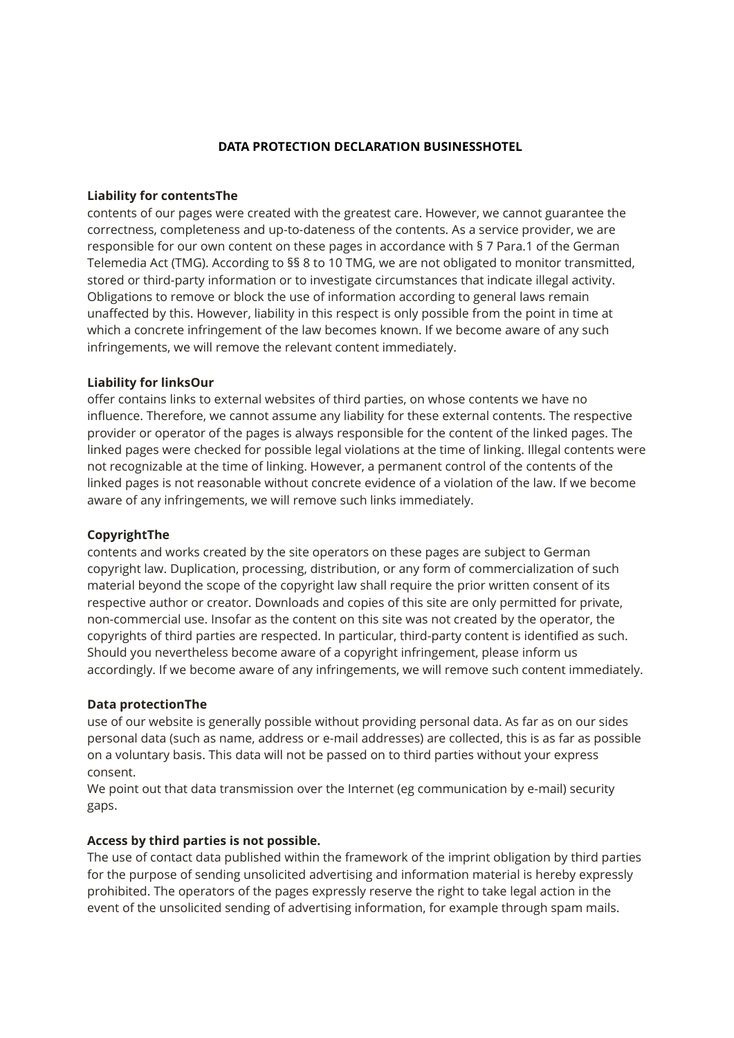**DATA PROTECTION DECLARATION BUSINESSHOTEL**

**Liability for contentsThe**
contents of our pages were created with the greatest care. However, we cannot guarantee the correctness, completeness and up-to-dateness of the contents. As a service provider, we are responsible for our own content on these pages in accordance with § 7 Para.1 of the German Telemedia Act (TMG). According to §§ 8 to 10 TMG, we are not obligated to monitor transmitted, stored or third-party information or to investigate circumstances that indicate illegal activity. Obligations to remove or block the use of information according to general laws remain unaffected by this. However, liability in this respect is only possible from the point in time at which a concrete infringement of the law becomes known. If we become aware of any such infringements, we will remove the relevant content immediately.

**Liability for linksOur**
offer contains links to external websites of third parties, on whose contents we have no influence. Therefore, we cannot assume any liability for these external contents. The respective provider or operator of the pages is always responsible for the content of the linked pages. The linked pages were checked for possible legal violations at the time of linking. Illegal contents were not recognizable at the time of linking. However, a permanent control of the contents of the linked pages is not reasonable without concrete evidence of a violation of the law. If we become aware of any infringements, we will remove such links immediately.

**CopyrightThe**
contents and works created by the site operators on these pages are subject to German copyright law. Duplication, processing, distribution, or any form of commercialization of such material beyond the scope of the copyright law shall require the prior written consent of its respective author or creator. Downloads and copies of this site are only permitted for private, non-commercial use. Insofar as the content on this site was not created by the operator, the copyrights of third parties are respected. In particular, third-party content is identified as such. Should you nevertheless become aware of a copyright infringement, please inform us accordingly. If we become aware of any infringements, we will remove such content immediately.

**Data protectionThe**
use of our website is generally possible without providing personal data. As far as on our sides personal data (such as name, address or e-mail addresses) are collected, this is as far as possible on a voluntary basis. This data will not be passed on to third parties without your express consent.
We point out that data transmission over the Internet (eg communication by e-mail) security gaps.

**Access by third parties is not possible.**
The use of contact data published within the framework of the imprint obligation by third parties for the purpose of sending unsolicited advertising and information material is hereby expressly prohibited. The operators of the pages expressly reserve the right to take legal action in the event of the unsolicited sending of advertising information, for example through spam mails.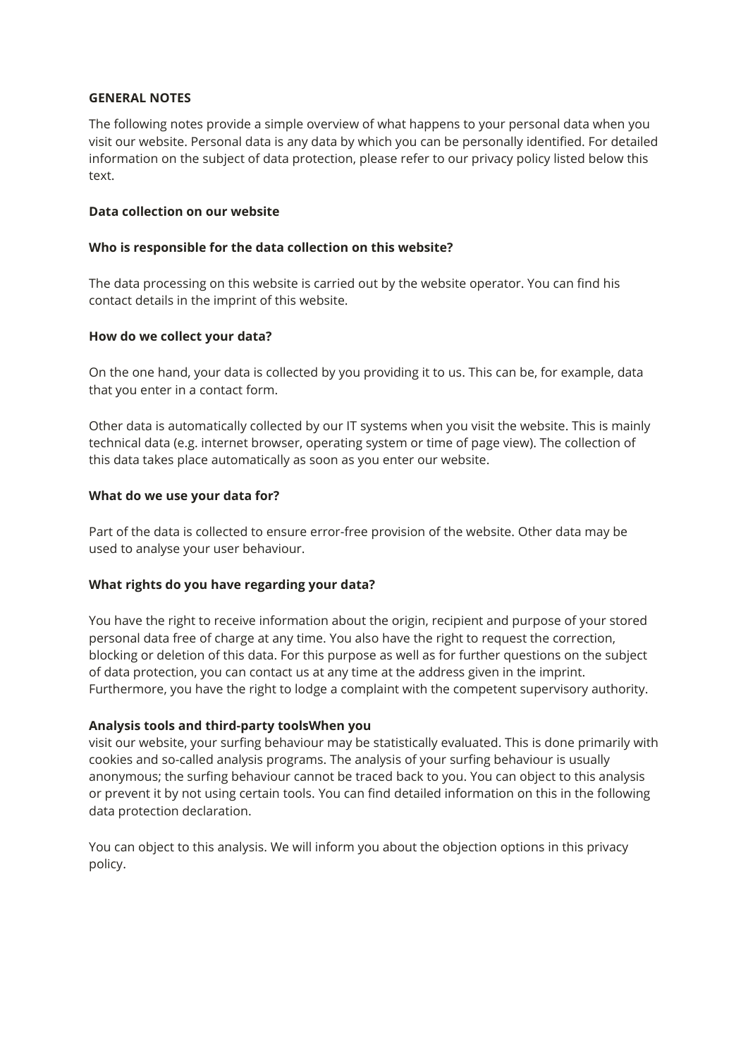**GENERAL NOTES**

The following notes provide a simple overview of what happens to your personal data when you visit our website. Personal data is any data by which you can be personally identified. For detailed information on the subject of data protection, please refer to our privacy policy listed below this text.

**Data collection on our website**

**Who is responsible for the data collection on this website?**

The data processing on this website is carried out by the website operator. You can find his contact details in the imprint of this website.

**How do we collect your data?**

On the one hand, your data is collected by you providing it to us. This can be, for example, data that you enter in a contact form.

Other data is automatically collected by our IT systems when you visit the website. This is mainly technical data (e.g. internet browser, operating system or time of page view). The collection of this data takes place automatically as soon as you enter our website.

**What do we use your data for?**

Part of the data is collected to ensure error-free provision of the website. Other data may be used to analyse your user behaviour.

**What rights do you have regarding your data?**

You have the right to receive information about the origin, recipient and purpose of your stored personal data free of charge at any time. You also have the right to request the correction, blocking or deletion of this data. For this purpose as well as for further questions on the subject of data protection, you can contact us at any time at the address given in the imprint. Furthermore, you have the right to lodge a complaint with the competent supervisory authority.

**Analysis tools and third-party toolsWhen you**
visit our website, your surfing behaviour may be statistically evaluated. This is done primarily with cookies and so-called analysis programs. The analysis of your surfing behaviour is usually anonymous; the surfing behaviour cannot be traced back to you. You can object to this analysis or prevent it by not using certain tools. You can find detailed information on this in the following data protection declaration.

You can object to this analysis. We will inform you about the objection options in this privacy policy.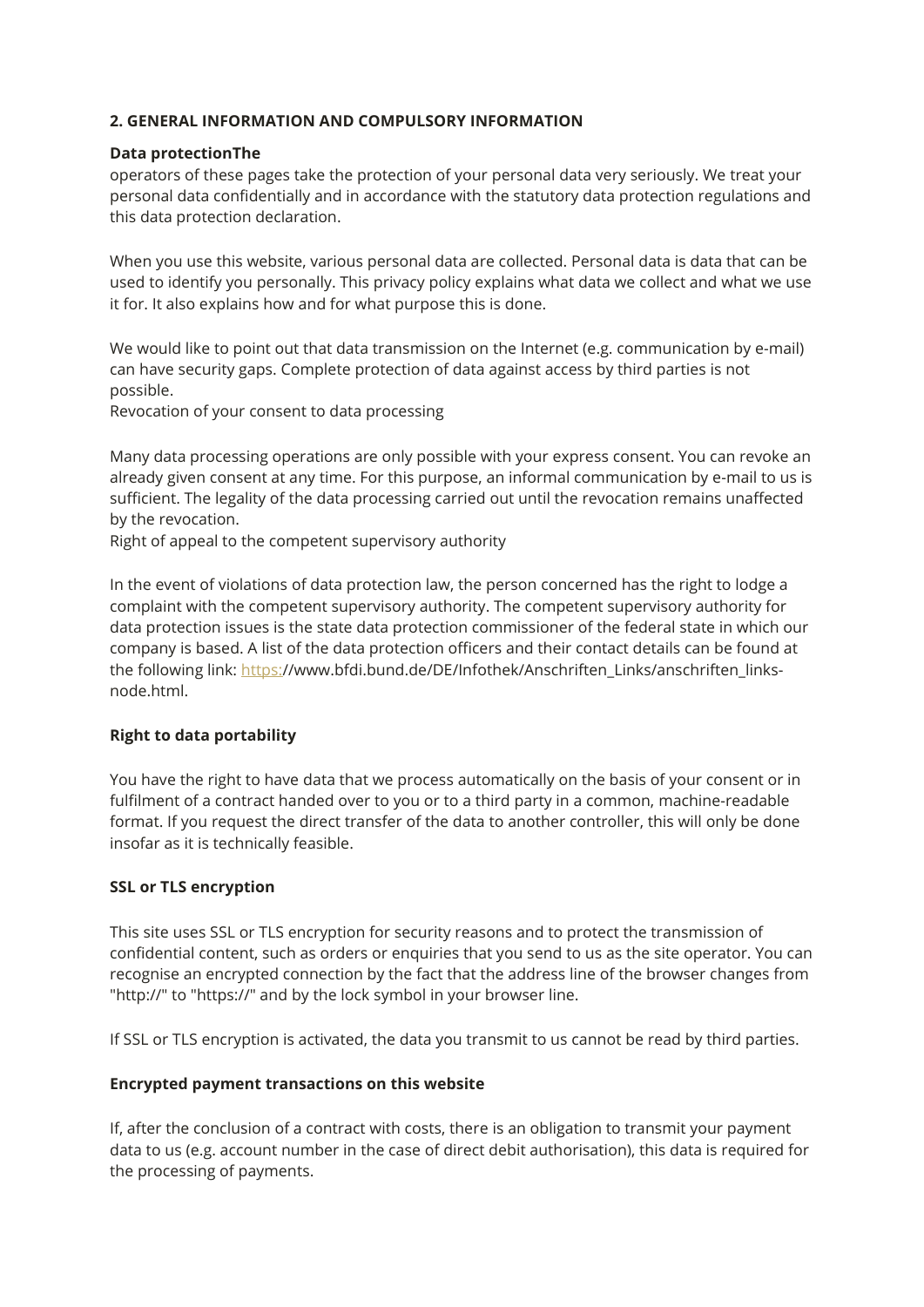## 2. GENERAL INFORMATION AND COMPULSORY INFORMATION

**Data protectionThe**

operators of these pages take the protection of your personal data very seriously. We treat your personal data confidentially and in accordance with the statutory data protection regulations and this data protection declaration.

When you use this website, various personal data are collected. Personal data is data that can be used to identify you personally. This privacy policy explains what data we collect and what we use it for. It also explains how and for what purpose this is done.

We would like to point out that data transmission on the Internet (e.g. communication by e-mail) can have security gaps. Complete protection of data against access by third parties is not possible.

Revocation of your consent to data processing

Many data processing operations are only possible with your express consent. You can revoke an already given consent at any time. For this purpose, an informal communication by e-mail to us is sufficient. The legality of the data processing carried out until the revocation remains unaffected by the revocation.

Right of appeal to the competent supervisory authority

In the event of violations of data protection law, the person concerned has the right to lodge a complaint with the competent supervisory authority. The competent supervisory authority for data protection issues is the state data protection commissioner of the federal state in which our company is based. A list of the data protection officers and their contact details can be found at the following link: https://www.bfdi.bund.de/DE/Infothek/Anschriften_Links/anschriften_links-node.html.

**Right to data portability**

You have the right to have data that we process automatically on the basis of your consent or in fulfilment of a contract handed over to you or to a third party in a common, machine-readable format. If you request the direct transfer of the data to another controller, this will only be done insofar as it is technically feasible.

**SSL or TLS encryption**

This site uses SSL or TLS encryption for security reasons and to protect the transmission of confidential content, such as orders or enquiries that you send to us as the site operator. You can recognise an encrypted connection by the fact that the address line of the browser changes from "http://" to "https://" and by the lock symbol in your browser line.

If SSL or TLS encryption is activated, the data you transmit to us cannot be read by third parties.

**Encrypted payment transactions on this website**

If, after the conclusion of a contract with costs, there is an obligation to transmit your payment data to us (e.g. account number in the case of direct debit authorisation), this data is required for the processing of payments.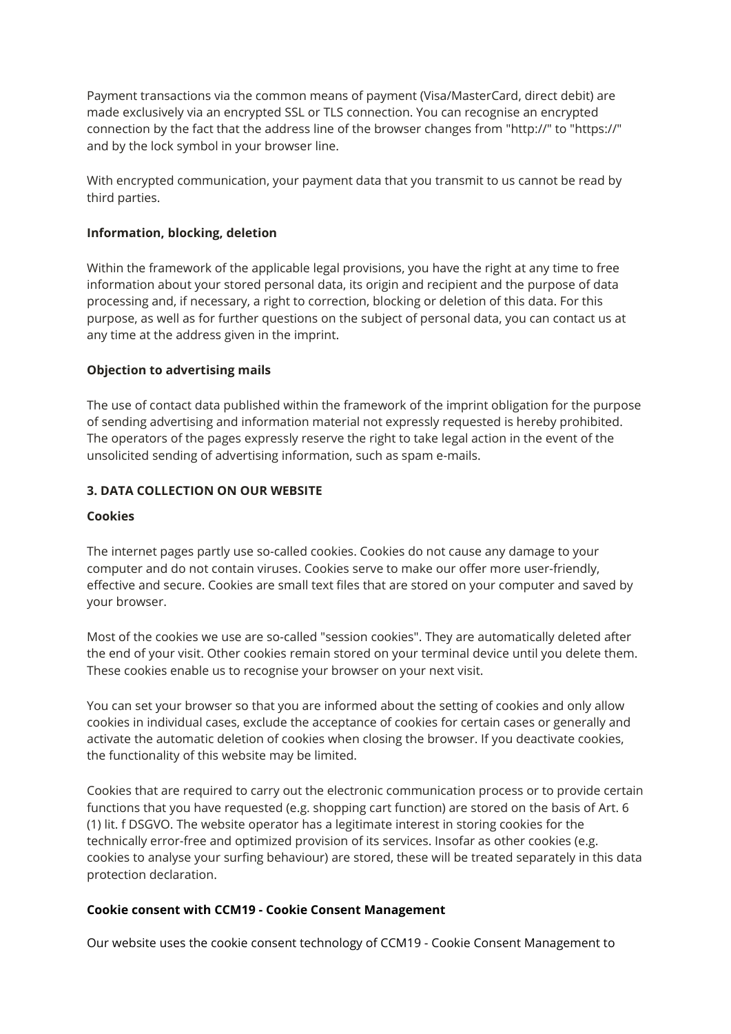Payment transactions via the common means of payment (Visa/MasterCard, direct debit) are made exclusively via an encrypted SSL or TLS connection. You can recognise an encrypted connection by the fact that the address line of the browser changes from "http://" to "https://" and by the lock symbol in your browser line.

With encrypted communication, your payment data that you transmit to us cannot be read by third parties.

**Information, blocking, deletion**

Within the framework of the applicable legal provisions, you have the right at any time to free information about your stored personal data, its origin and recipient and the purpose of data processing and, if necessary, a right to correction, blocking or deletion of this data. For this purpose, as well as for further questions on the subject of personal data, you can contact us at any time at the address given in the imprint.

**Objection to advertising mails**

The use of contact data published within the framework of the imprint obligation for the purpose of sending advertising and information material not expressly requested is hereby prohibited. The operators of the pages expressly reserve the right to take legal action in the event of the unsolicited sending of advertising information, such as spam e-mails.

## 3. DATA COLLECTION ON OUR WEBSITE

**Cookies**

The internet pages partly use so-called cookies. Cookies do not cause any damage to your computer and do not contain viruses. Cookies serve to make our offer more user-friendly, effective and secure. Cookies are small text files that are stored on your computer and saved by your browser.

Most of the cookies we use are so-called "session cookies". They are automatically deleted after the end of your visit. Other cookies remain stored on your terminal device until you delete them. These cookies enable us to recognise your browser on your next visit.

You can set your browser so that you are informed about the setting of cookies and only allow cookies in individual cases, exclude the acceptance of cookies for certain cases or generally and activate the automatic deletion of cookies when closing the browser. If you deactivate cookies, the functionality of this website may be limited.

Cookies that are required to carry out the electronic communication process or to provide certain functions that you have requested (e.g. shopping cart function) are stored on the basis of Art. 6 (1) lit. f DSGVO. The website operator has a legitimate interest in storing cookies for the technically error-free and optimized provision of its services. Insofar as other cookies (e.g. cookies to analyse your surfing behaviour) are stored, these will be treated separately in this data protection declaration.

**Cookie consent with CCM19 - Cookie Consent Management**

Our website uses the cookie consent technology of CCM19 - Cookie Consent Management to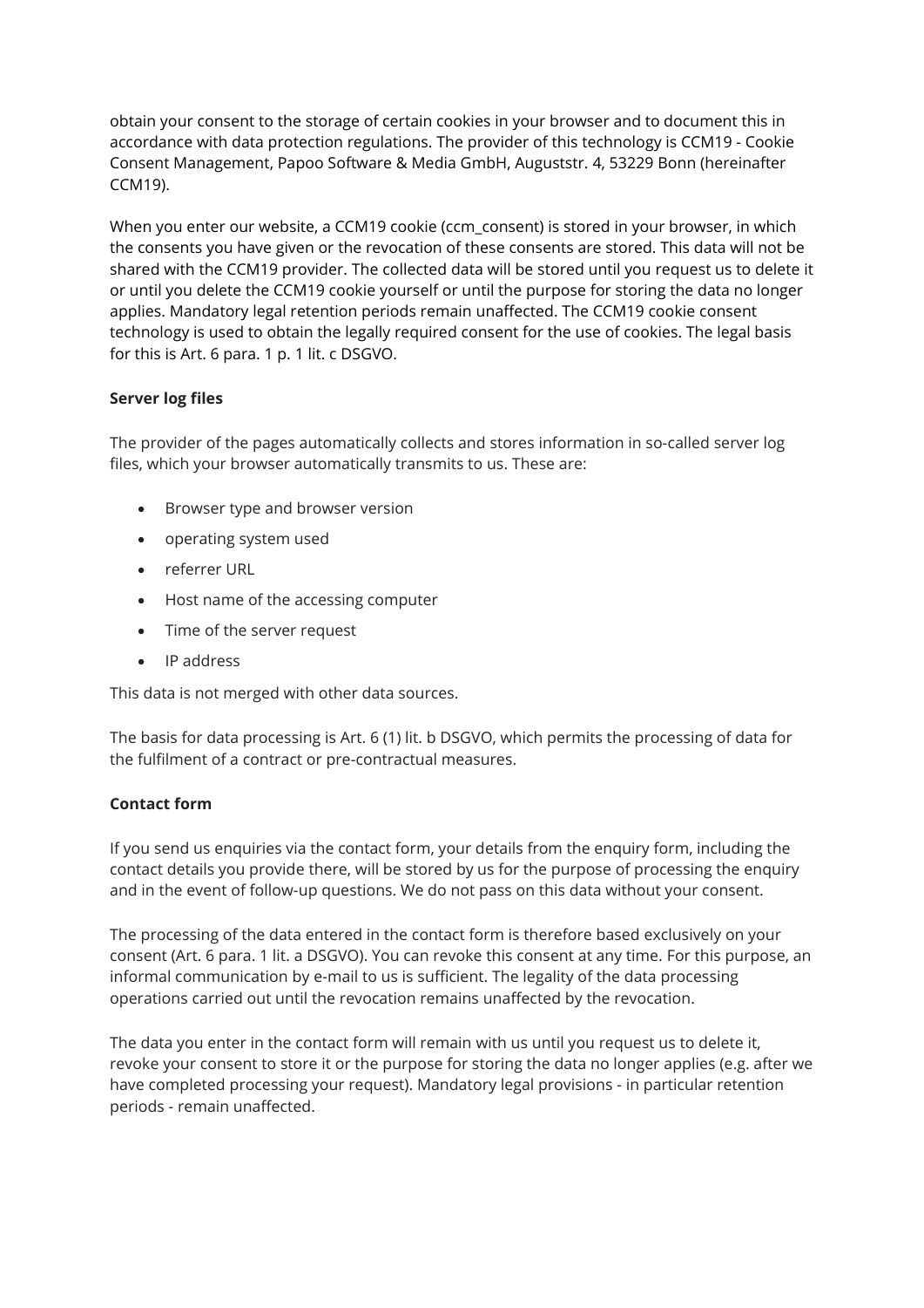obtain your consent to the storage of certain cookies in your browser and to document this in accordance with data protection regulations. The provider of this technology is CCM19 - Cookie Consent Management, Papoo Software & Media GmbH, Auguststr. 4, 53229 Bonn (hereinafter CCM19).

When you enter our website, a CCM19 cookie (ccm_consent) is stored in your browser, in which the consents you have given or the revocation of these consents are stored. This data will not be shared with the CCM19 provider. The collected data will be stored until you request us to delete it or until you delete the CCM19 cookie yourself or until the purpose for storing the data no longer applies. Mandatory legal retention periods remain unaffected. The CCM19 cookie consent technology is used to obtain the legally required consent for the use of cookies. The legal basis for this is Art. 6 para. 1 p. 1 lit. c DSGVO.

**Server log files**

The provider of the pages automatically collects and stores information in so-called server log files, which your browser automatically transmits to us. These are:

- Browser type and browser version
- operating system used
- referrer URL
- Host name of the accessing computer
- Time of the server request
- IP address

This data is not merged with other data sources.

The basis for data processing is Art. 6 (1) lit. b DSGVO, which permits the processing of data for the fulfilment of a contract or pre-contractual measures.

**Contact form**

If you send us enquiries via the contact form, your details from the enquiry form, including the contact details you provide there, will be stored by us for the purpose of processing the enquiry and in the event of follow-up questions. We do not pass on this data without your consent.

The processing of the data entered in the contact form is therefore based exclusively on your consent (Art. 6 para. 1 lit. a DSGVO). You can revoke this consent at any time. For this purpose, an informal communication by e-mail to us is sufficient. The legality of the data processing operations carried out until the revocation remains unaffected by the revocation.

The data you enter in the contact form will remain with us until you request us to delete it, revoke your consent to store it or the purpose for storing the data no longer applies (e.g. after we have completed processing your request). Mandatory legal provisions - in particular retention periods - remain unaffected.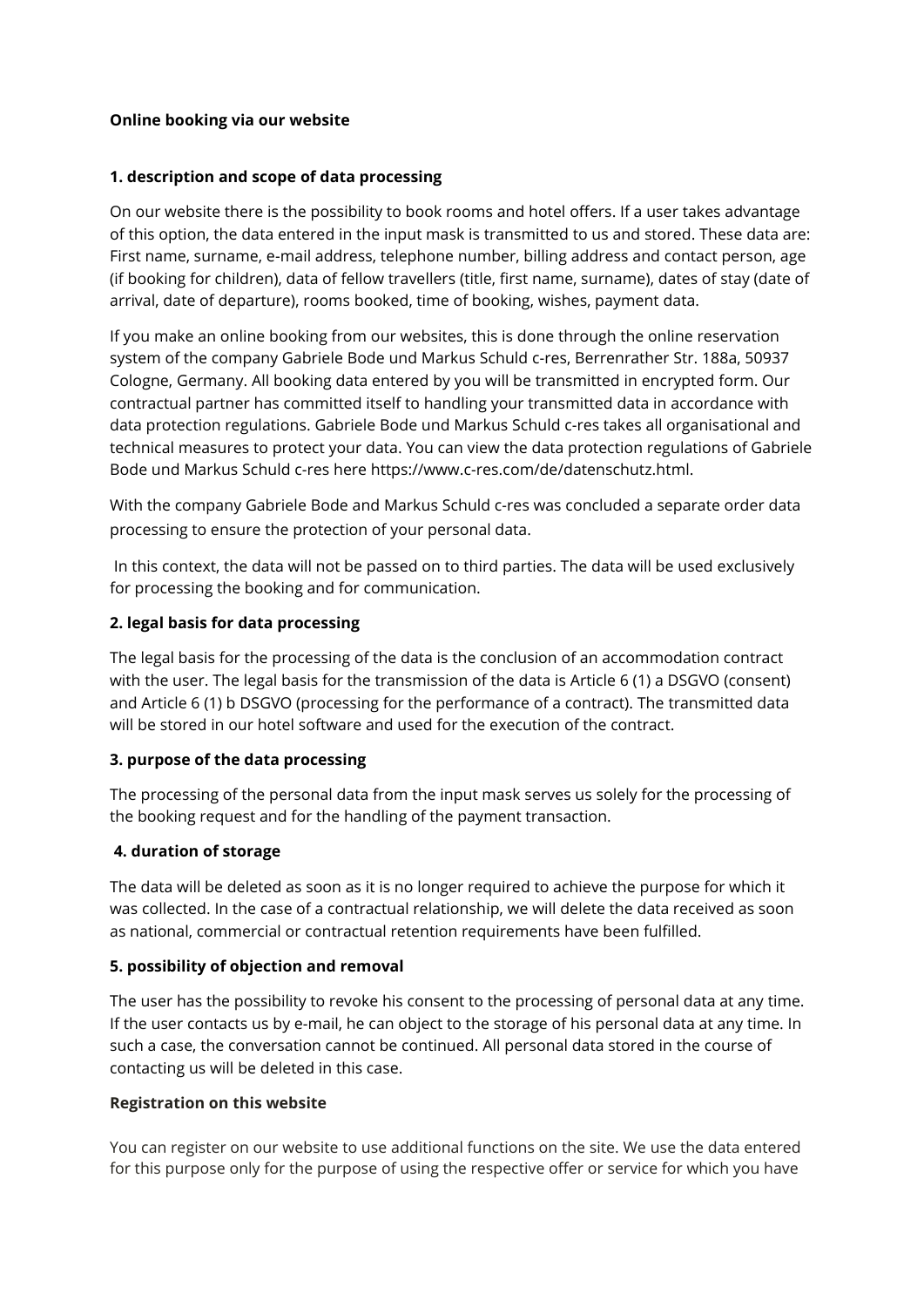**Online booking via our website**

**1. description and scope of data processing**

On our website there is the possibility to book rooms and hotel offers. If a user takes advantage of this option, the data entered in the input mask is transmitted to us and stored. These data are: First name, surname, e-mail address, telephone number, billing address and contact person, age (if booking for children), data of fellow travellers (title, first name, surname), dates of stay (date of arrival, date of departure), rooms booked, time of booking, wishes, payment data.

If you make an online booking from our websites, this is done through the online reservation system of the company Gabriele Bode und Markus Schuld c-res, Berrenrather Str. 188a, 50937 Cologne, Germany. All booking data entered by you will be transmitted in encrypted form. Our contractual partner has committed itself to handling your transmitted data in accordance with data protection regulations. Gabriele Bode und Markus Schuld c-res takes all organisational and technical measures to protect your data. You can view the data protection regulations of Gabriele Bode und Markus Schuld c-res here https://www.c-res.com/de/datenschutz.html.

With the company Gabriele Bode and Markus Schuld c-res was concluded a separate order data processing to ensure the protection of your personal data.

In this context, the data will not be passed on to third parties. The data will be used exclusively for processing the booking and for communication.

**2. legal basis for data processing**

The legal basis for the processing of the data is the conclusion of an accommodation contract with the user. The legal basis for the transmission of the data is Article 6 (1) a DSGVO (consent) and Article 6 (1) b DSGVO (processing for the performance of a contract). The transmitted data will be stored in our hotel software and used for the execution of the contract.

**3. purpose of the data processing**

The processing of the personal data from the input mask serves us solely for the processing of the booking request and for the handling of the payment transaction.

**4. duration of storage**

The data will be deleted as soon as it is no longer required to achieve the purpose for which it was collected. In the case of a contractual relationship, we will delete the data received as soon as national, commercial or contractual retention requirements have been fulfilled.

**5. possibility of objection and removal**

The user has the possibility to revoke his consent to the processing of personal data at any time. If the user contacts us by e-mail, he can object to the storage of his personal data at any time. In such a case, the conversation cannot be continued. All personal data stored in the course of contacting us will be deleted in this case.

**Registration on this website**

You can register on our website to use additional functions on the site. We use the data entered for this purpose only for the purpose of using the respective offer or service for which you have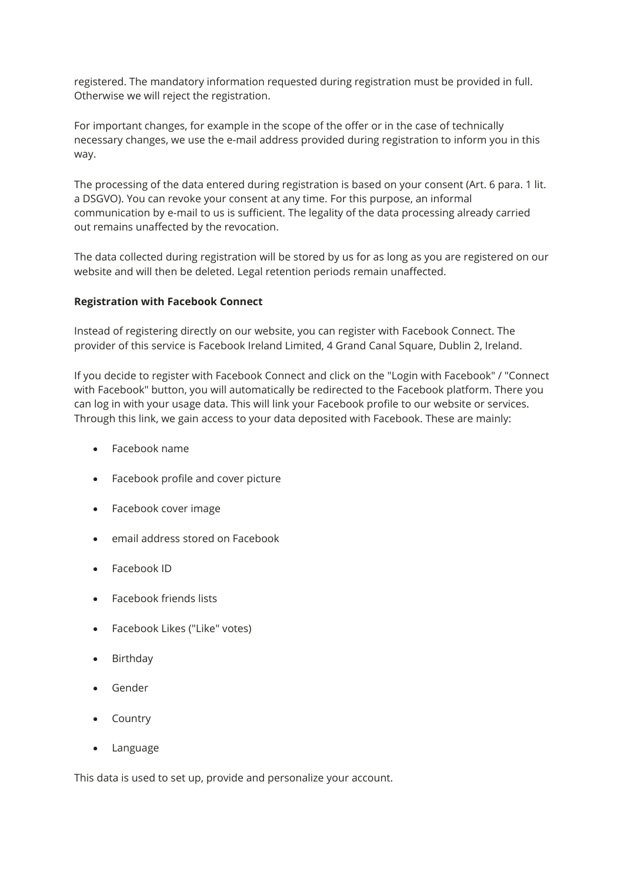registered. The mandatory information requested during registration must be provided in full. Otherwise we will reject the registration.

For important changes, for example in the scope of the offer or in the case of technically necessary changes, we use the e-mail address provided during registration to inform you in this way.

The processing of the data entered during registration is based on your consent (Art. 6 para. 1 lit. a DSGVO). You can revoke your consent at any time. For this purpose, an informal communication by e-mail to us is sufficient. The legality of the data processing already carried out remains unaffected by the revocation.

The data collected during registration will be stored by us for as long as you are registered on our website and will then be deleted. Legal retention periods remain unaffected.

**Registration with Facebook Connect**

Instead of registering directly on our website, you can register with Facebook Connect. The provider of this service is Facebook Ireland Limited, 4 Grand Canal Square, Dublin 2, Ireland.

If you decide to register with Facebook Connect and click on the "Login with Facebook" / "Connect with Facebook" button, you will automatically be redirected to the Facebook platform. There you can log in with your usage data. This will link your Facebook profile to our website or services. Through this link, we gain access to your data deposited with Facebook. These are mainly:

- Facebook name
- Facebook profile and cover picture
- Facebook cover image
- email address stored on Facebook
- Facebook ID
- Facebook friends lists
- Facebook Likes ("Like" votes)
- Birthday
- Gender
- Country
- Language

This data is used to set up, provide and personalize your account.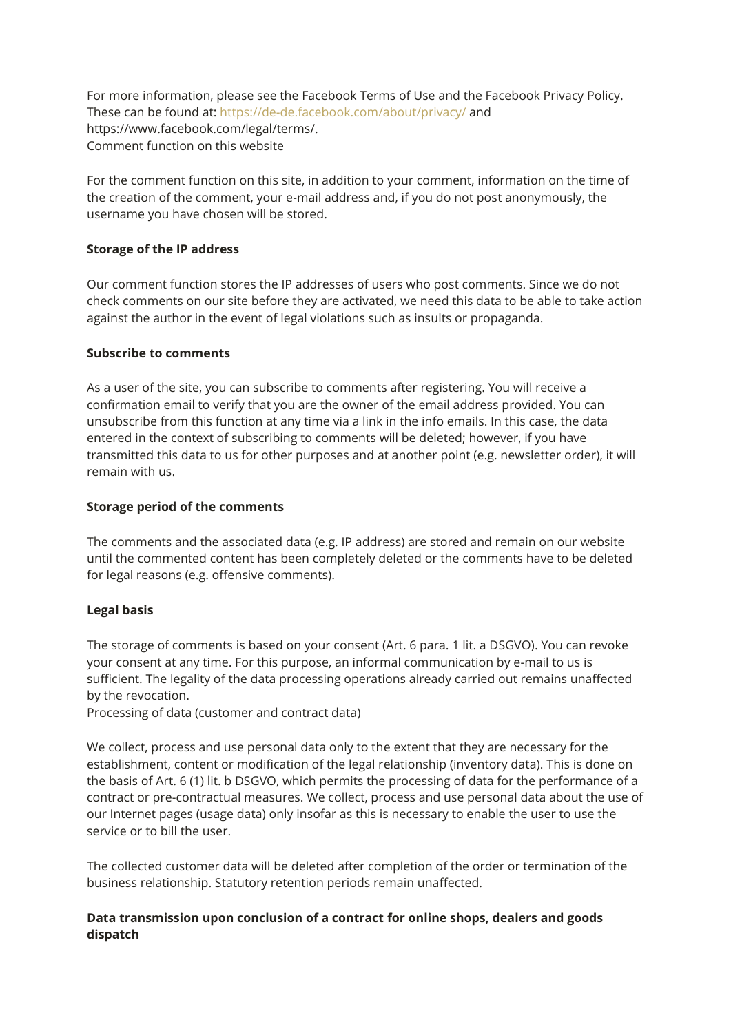For more information, please see the Facebook Terms of Use and the Facebook Privacy Policy. These can be found at: https://de-de.facebook.com/about/privacy/ and https://www.facebook.com/legal/terms/.

Comment function on this website

For the comment function on this site, in addition to your comment, information on the time of the creation of the comment, your e-mail address and, if you do not post anonymously, the username you have chosen will be stored.

**Storage of the IP address**

Our comment function stores the IP addresses of users who post comments. Since we do not check comments on our site before they are activated, we need this data to be able to take action against the author in the event of legal violations such as insults or propaganda.

**Subscribe to comments**

As a user of the site, you can subscribe to comments after registering. You will receive a confirmation email to verify that you are the owner of the email address provided. You can unsubscribe from this function at any time via a link in the info emails. In this case, the data entered in the context of subscribing to comments will be deleted; however, if you have transmitted this data to us for other purposes and at another point (e.g. newsletter order), it will remain with us.

**Storage period of the comments**

The comments and the associated data (e.g. IP address) are stored and remain on our website until the commented content has been completely deleted or the comments have to be deleted for legal reasons (e.g. offensive comments).

**Legal basis**

The storage of comments is based on your consent (Art. 6 para. 1 lit. a DSGVO). You can revoke your consent at any time. For this purpose, an informal communication by e-mail to us is sufficient. The legality of the data processing operations already carried out remains unaffected by the revocation.

Processing of data (customer and contract data)

We collect, process and use personal data only to the extent that they are necessary for the establishment, content or modification of the legal relationship (inventory data). This is done on the basis of Art. 6 (1) lit. b DSGVO, which permits the processing of data for the performance of a contract or pre-contractual measures. We collect, process and use personal data about the use of our Internet pages (usage data) only insofar as this is necessary to enable the user to use the service or to bill the user.

The collected customer data will be deleted after completion of the order or termination of the business relationship. Statutory retention periods remain unaffected.

**Data transmission upon conclusion of a contract for online shops, dealers and goods dispatch**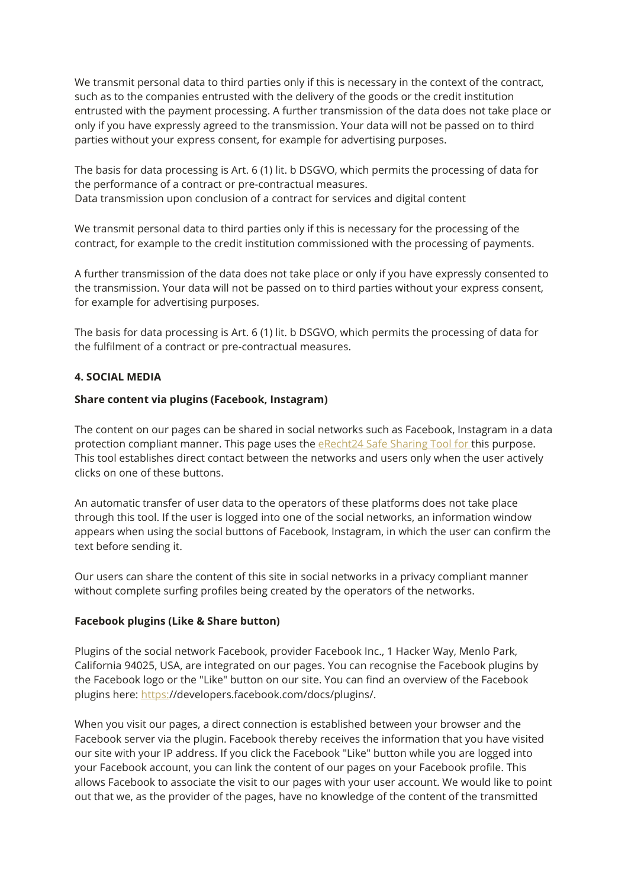We transmit personal data to third parties only if this is necessary in the context of the contract, such as to the companies entrusted with the delivery of the goods or the credit institution entrusted with the payment processing. A further transmission of the data does not take place or only if you have expressly agreed to the transmission. Your data will not be passed on to third parties without your express consent, for example for advertising purposes.

The basis for data processing is Art. 6 (1) lit. b DSGVO, which permits the processing of data for the performance of a contract or pre-contractual measures.
Data transmission upon conclusion of a contract for services and digital content

We transmit personal data to third parties only if this is necessary for the processing of the contract, for example to the credit institution commissioned with the processing of payments.

A further transmission of the data does not take place or only if you have expressly consented to the transmission. Your data will not be passed on to third parties without your express consent, for example for advertising purposes.

The basis for data processing is Art. 6 (1) lit. b DSGVO, which permits the processing of data for the fulfilment of a contract or pre-contractual measures.

**4. SOCIAL MEDIA**

**Share content via plugins (Facebook, Instagram)**

The content on our pages can be shared in social networks such as Facebook, Instagram in a data protection compliant manner. This page uses the eRecht24 Safe Sharing Tool for this purpose. This tool establishes direct contact between the networks and users only when the user actively clicks on one of these buttons.

An automatic transfer of user data to the operators of these platforms does not take place through this tool. If the user is logged into one of the social networks, an information window appears when using the social buttons of Facebook, Instagram, in which the user can confirm the text before sending it.

Our users can share the content of this site in social networks in a privacy compliant manner without complete surfing profiles being created by the operators of the networks.

**Facebook plugins (Like & Share button)**

Plugins of the social network Facebook, provider Facebook Inc., 1 Hacker Way, Menlo Park, California 94025, USA, are integrated on our pages. You can recognise the Facebook plugins by the Facebook logo or the "Like" button on our site. You can find an overview of the Facebook plugins here: https://developers.facebook.com/docs/plugins/.

When you visit our pages, a direct connection is established between your browser and the Facebook server via the plugin. Facebook thereby receives the information that you have visited our site with your IP address. If you click the Facebook "Like" button while you are logged into your Facebook account, you can link the content of our pages on your Facebook profile. This allows Facebook to associate the visit to our pages with your user account. We would like to point out that we, as the provider of the pages, have no knowledge of the content of the transmitted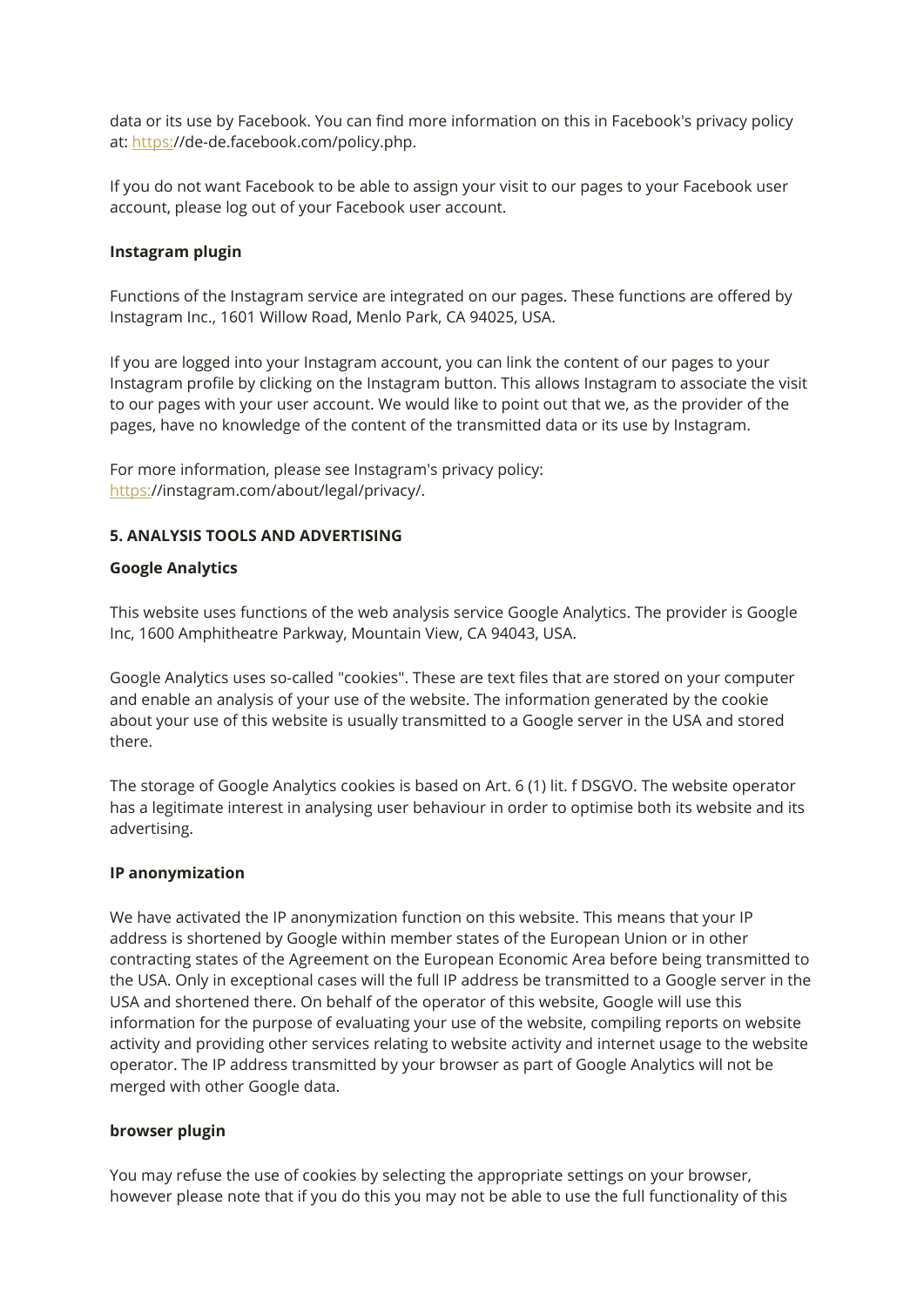data or its use by Facebook. You can find more information on this in Facebook's privacy policy at: https://de-de.facebook.com/policy.php.

If you do not want Facebook to be able to assign your visit to our pages to your Facebook user account, please log out of your Facebook user account.

**Instagram plugin**

Functions of the Instagram service are integrated on our pages. These functions are offered by Instagram Inc., 1601 Willow Road, Menlo Park, CA 94025, USA.

If you are logged into your Instagram account, you can link the content of our pages to your Instagram profile by clicking on the Instagram button. This allows Instagram to associate the visit to our pages with your user account. We would like to point out that we, as the provider of the pages, have no knowledge of the content of the transmitted data or its use by Instagram.

For more information, please see Instagram's privacy policy: https://instagram.com/about/legal/privacy/.

## 5. ANALYSIS TOOLS AND ADVERTISING

**Google Analytics**

This website uses functions of the web analysis service Google Analytics. The provider is Google Inc, 1600 Amphitheatre Parkway, Mountain View, CA 94043, USA.

Google Analytics uses so-called "cookies". These are text files that are stored on your computer and enable an analysis of your use of the website. The information generated by the cookie about your use of this website is usually transmitted to a Google server in the USA and stored there.

The storage of Google Analytics cookies is based on Art. 6 (1) lit. f DSGVO. The website operator has a legitimate interest in analysing user behaviour in order to optimise both its website and its advertising.

**IP anonymization**

We have activated the IP anonymization function on this website. This means that your IP address is shortened by Google within member states of the European Union or in other contracting states of the Agreement on the European Economic Area before being transmitted to the USA. Only in exceptional cases will the full IP address be transmitted to a Google server in the USA and shortened there. On behalf of the operator of this website, Google will use this information for the purpose of evaluating your use of the website, compiling reports on website activity and providing other services relating to website activity and internet usage to the website operator. The IP address transmitted by your browser as part of Google Analytics will not be merged with other Google data.

**browser plugin**

You may refuse the use of cookies by selecting the appropriate settings on your browser, however please note that if you do this you may not be able to use the full functionality of this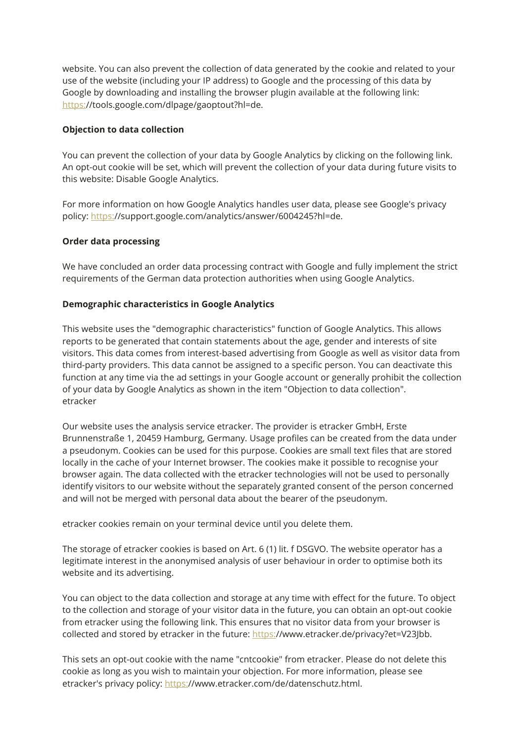website. You can also prevent the collection of data generated by the cookie and related to your use of the website (including your IP address) to Google and the processing of this data by Google by downloading and installing the browser plugin available at the following link: https://tools.google.com/dlpage/gaoptout?hl=de.

**Objection to data collection**

You can prevent the collection of your data by Google Analytics by clicking on the following link. An opt-out cookie will be set, which will prevent the collection of your data during future visits to this website: Disable Google Analytics.

For more information on how Google Analytics handles user data, please see Google's privacy policy: https://support.google.com/analytics/answer/6004245?hl=de.

**Order data processing**

We have concluded an order data processing contract with Google and fully implement the strict requirements of the German data protection authorities when using Google Analytics.

**Demographic characteristics in Google Analytics**

This website uses the "demographic characteristics" function of Google Analytics. This allows reports to be generated that contain statements about the age, gender and interests of site visitors. This data comes from interest-based advertising from Google as well as visitor data from third-party providers. This data cannot be assigned to a specific person. You can deactivate this function at any time via the ad settings in your Google account or generally prohibit the collection of your data by Google Analytics as shown in the item "Objection to data collection".
etracker

Our website uses the analysis service etracker. The provider is etracker GmbH, Erste Brunnenstraße 1, 20459 Hamburg, Germany. Usage profiles can be created from the data under a pseudonym. Cookies can be used for this purpose. Cookies are small text files that are stored locally in the cache of your Internet browser. The cookies make it possible to recognise your browser again. The data collected with the etracker technologies will not be used to personally identify visitors to our website without the separately granted consent of the person concerned and will not be merged with personal data about the bearer of the pseudonym.

etracker cookies remain on your terminal device until you delete them.

The storage of etracker cookies is based on Art. 6 (1) lit. f DSGVO. The website operator has a legitimate interest in the anonymised analysis of user behaviour in order to optimise both its website and its advertising.

You can object to the data collection and storage at any time with effect for the future. To object to the collection and storage of your visitor data in the future, you can obtain an opt-out cookie from etracker using the following link. This ensures that no visitor data from your browser is collected and stored by etracker in the future: https://www.etracker.de/privacy?et=V23Jbb.

This sets an opt-out cookie with the name "cntcookie" from etracker. Please do not delete this cookie as long as you wish to maintain your objection. For more information, please see etracker's privacy policy: https://www.etracker.com/de/datenschutz.html.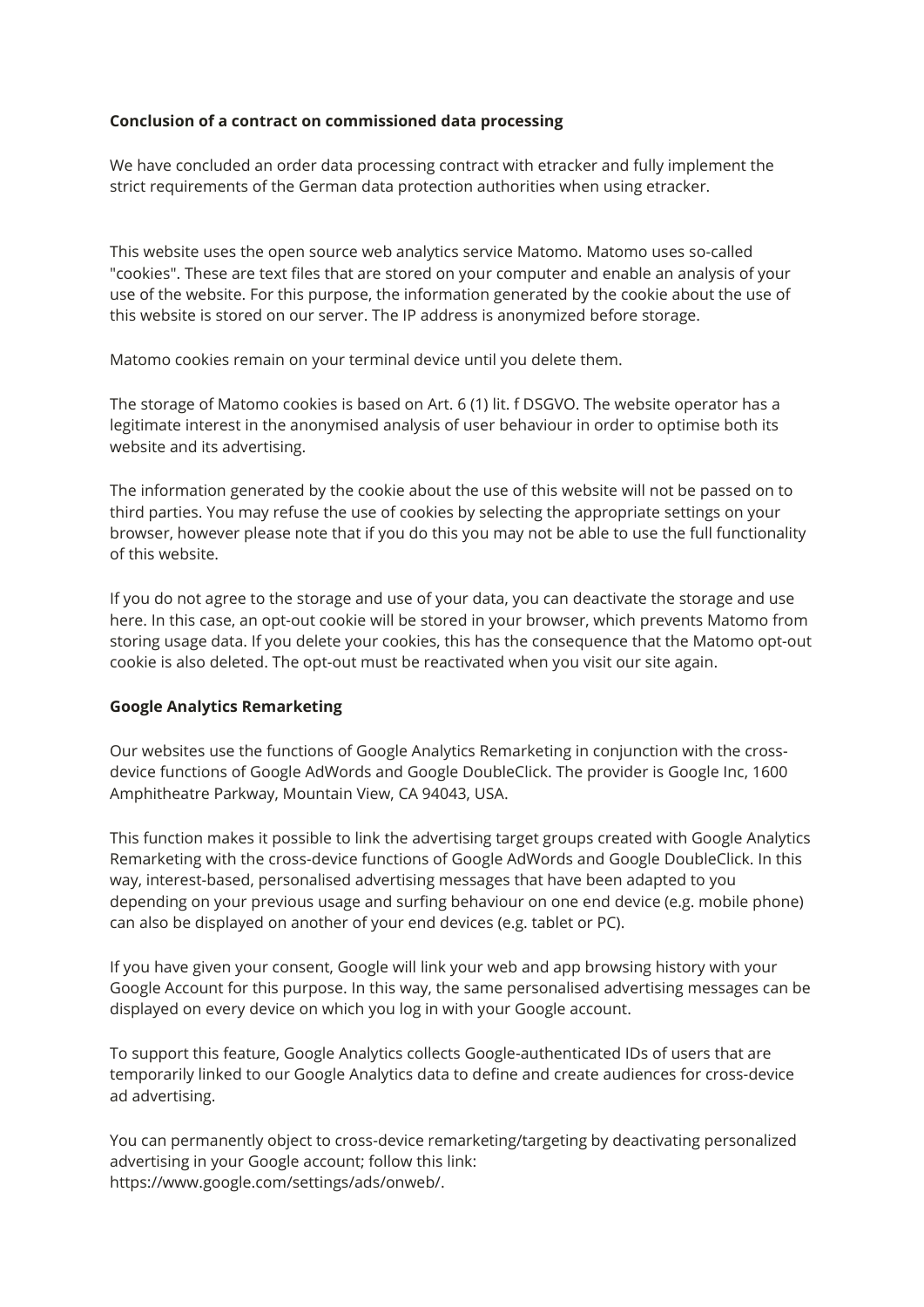**Conclusion of a contract on commissioned data processing**

We have concluded an order data processing contract with etracker and fully implement the strict requirements of the German data protection authorities when using etracker.

This website uses the open source web analytics service Matomo. Matomo uses so-called "cookies". These are text files that are stored on your computer and enable an analysis of your use of the website. For this purpose, the information generated by the cookie about the use of this website is stored on our server. The IP address is anonymized before storage.

Matomo cookies remain on your terminal device until you delete them.

The storage of Matomo cookies is based on Art. 6 (1) lit. f DSGVO. The website operator has a legitimate interest in the anonymised analysis of user behaviour in order to optimise both its website and its advertising.

The information generated by the cookie about the use of this website will not be passed on to third parties. You may refuse the use of cookies by selecting the appropriate settings on your browser, however please note that if you do this you may not be able to use the full functionality of this website.

If you do not agree to the storage and use of your data, you can deactivate the storage and use here. In this case, an opt-out cookie will be stored in your browser, which prevents Matomo from storing usage data. If you delete your cookies, this has the consequence that the Matomo opt-out cookie is also deleted. The opt-out must be reactivated when you visit our site again.

**Google Analytics Remarketing**

Our websites use the functions of Google Analytics Remarketing in conjunction with the cross-device functions of Google AdWords and Google DoubleClick. The provider is Google Inc, 1600 Amphitheatre Parkway, Mountain View, CA 94043, USA.

This function makes it possible to link the advertising target groups created with Google Analytics Remarketing with the cross-device functions of Google AdWords and Google DoubleClick. In this way, interest-based, personalised advertising messages that have been adapted to you depending on your previous usage and surfing behaviour on one end device (e.g. mobile phone) can also be displayed on another of your end devices (e.g. tablet or PC).

If you have given your consent, Google will link your web and app browsing history with your Google Account for this purpose. In this way, the same personalised advertising messages can be displayed on every device on which you log in with your Google account.

To support this feature, Google Analytics collects Google-authenticated IDs of users that are temporarily linked to our Google Analytics data to define and create audiences for cross-device ad advertising.

You can permanently object to cross-device remarketing/targeting by deactivating personalized advertising in your Google account; follow this link: https://www.google.com/settings/ads/onweb/.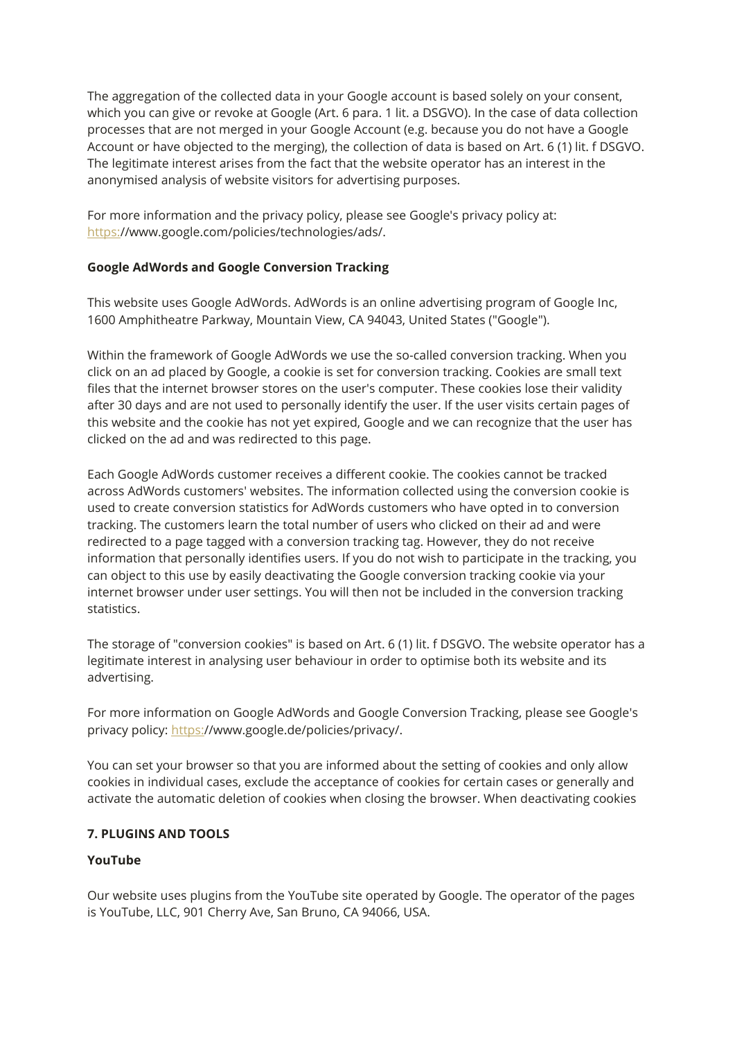The aggregation of the collected data in your Google account is based solely on your consent, which you can give or revoke at Google (Art. 6 para. 1 lit. a DSGVO). In the case of data collection processes that are not merged in your Google Account (e.g. because you do not have a Google Account or have objected to the merging), the collection of data is based on Art. 6 (1) lit. f DSGVO. The legitimate interest arises from the fact that the website operator has an interest in the anonymised analysis of website visitors for advertising purposes.

For more information and the privacy policy, please see Google's privacy policy at: https://www.google.com/policies/technologies/ads/.

**Google AdWords and Google Conversion Tracking**

This website uses Google AdWords. AdWords is an online advertising program of Google Inc, 1600 Amphitheatre Parkway, Mountain View, CA 94043, United States ("Google").

Within the framework of Google AdWords we use the so-called conversion tracking. When you click on an ad placed by Google, a cookie is set for conversion tracking. Cookies are small text files that the internet browser stores on the user's computer. These cookies lose their validity after 30 days and are not used to personally identify the user. If the user visits certain pages of this website and the cookie has not yet expired, Google and we can recognize that the user has clicked on the ad and was redirected to this page.

Each Google AdWords customer receives a different cookie. The cookies cannot be tracked across AdWords customers' websites. The information collected using the conversion cookie is used to create conversion statistics for AdWords customers who have opted in to conversion tracking. The customers learn the total number of users who clicked on their ad and were redirected to a page tagged with a conversion tracking tag. However, they do not receive information that personally identifies users. If you do not wish to participate in the tracking, you can object to this use by easily deactivating the Google conversion tracking cookie via your internet browser under user settings. You will then not be included in the conversion tracking statistics.

The storage of "conversion cookies" is based on Art. 6 (1) lit. f DSGVO. The website operator has a legitimate interest in analysing user behaviour in order to optimise both its website and its advertising.

For more information on Google AdWords and Google Conversion Tracking, please see Google's privacy policy: https://www.google.de/policies/privacy/.

You can set your browser so that you are informed about the setting of cookies and only allow cookies in individual cases, exclude the acceptance of cookies for certain cases or generally and activate the automatic deletion of cookies when closing the browser. When deactivating cookies

**7. PLUGINS AND TOOLS**

**YouTube**

Our website uses plugins from the YouTube site operated by Google. The operator of the pages is YouTube, LLC, 901 Cherry Ave, San Bruno, CA 94066, USA.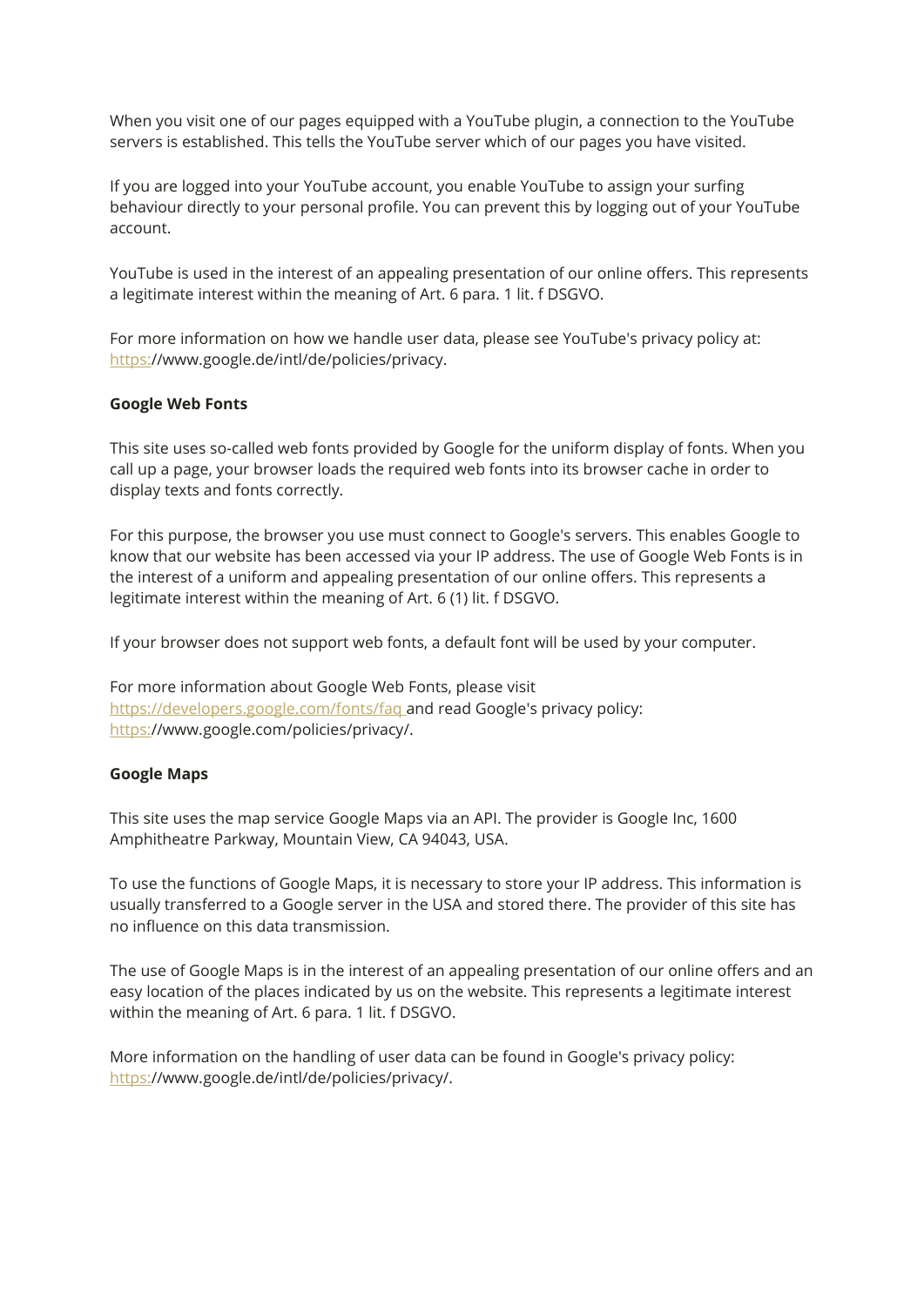When you visit one of our pages equipped with a YouTube plugin, a connection to the YouTube servers is established. This tells the YouTube server which of our pages you have visited.

If you are logged into your YouTube account, you enable YouTube to assign your surfing behaviour directly to your personal profile. You can prevent this by logging out of your YouTube account.

YouTube is used in the interest of an appealing presentation of our online offers. This represents a legitimate interest within the meaning of Art. 6 para. 1 lit. f DSGVO.

For more information on how we handle user data, please see YouTube's privacy policy at: https://www.google.de/intl/de/policies/privacy.

**Google Web Fonts**

This site uses so-called web fonts provided by Google for the uniform display of fonts. When you call up a page, your browser loads the required web fonts into its browser cache in order to display texts and fonts correctly.

For this purpose, the browser you use must connect to Google's servers. This enables Google to know that our website has been accessed via your IP address. The use of Google Web Fonts is in the interest of a uniform and appealing presentation of our online offers. This represents a legitimate interest within the meaning of Art. 6 (1) lit. f DSGVO.

If your browser does not support web fonts, a default font will be used by your computer.

For more information about Google Web Fonts, please visit https://developers.google.com/fonts/faq and read Google's privacy policy: https://www.google.com/policies/privacy/.

**Google Maps**

This site uses the map service Google Maps via an API. The provider is Google Inc, 1600 Amphitheatre Parkway, Mountain View, CA 94043, USA.

To use the functions of Google Maps, it is necessary to store your IP address. This information is usually transferred to a Google server in the USA and stored there. The provider of this site has no influence on this data transmission.

The use of Google Maps is in the interest of an appealing presentation of our online offers and an easy location of the places indicated by us on the website. This represents a legitimate interest within the meaning of Art. 6 para. 1 lit. f DSGVO.

More information on the handling of user data can be found in Google's privacy policy: https://www.google.de/intl/de/policies/privacy/.